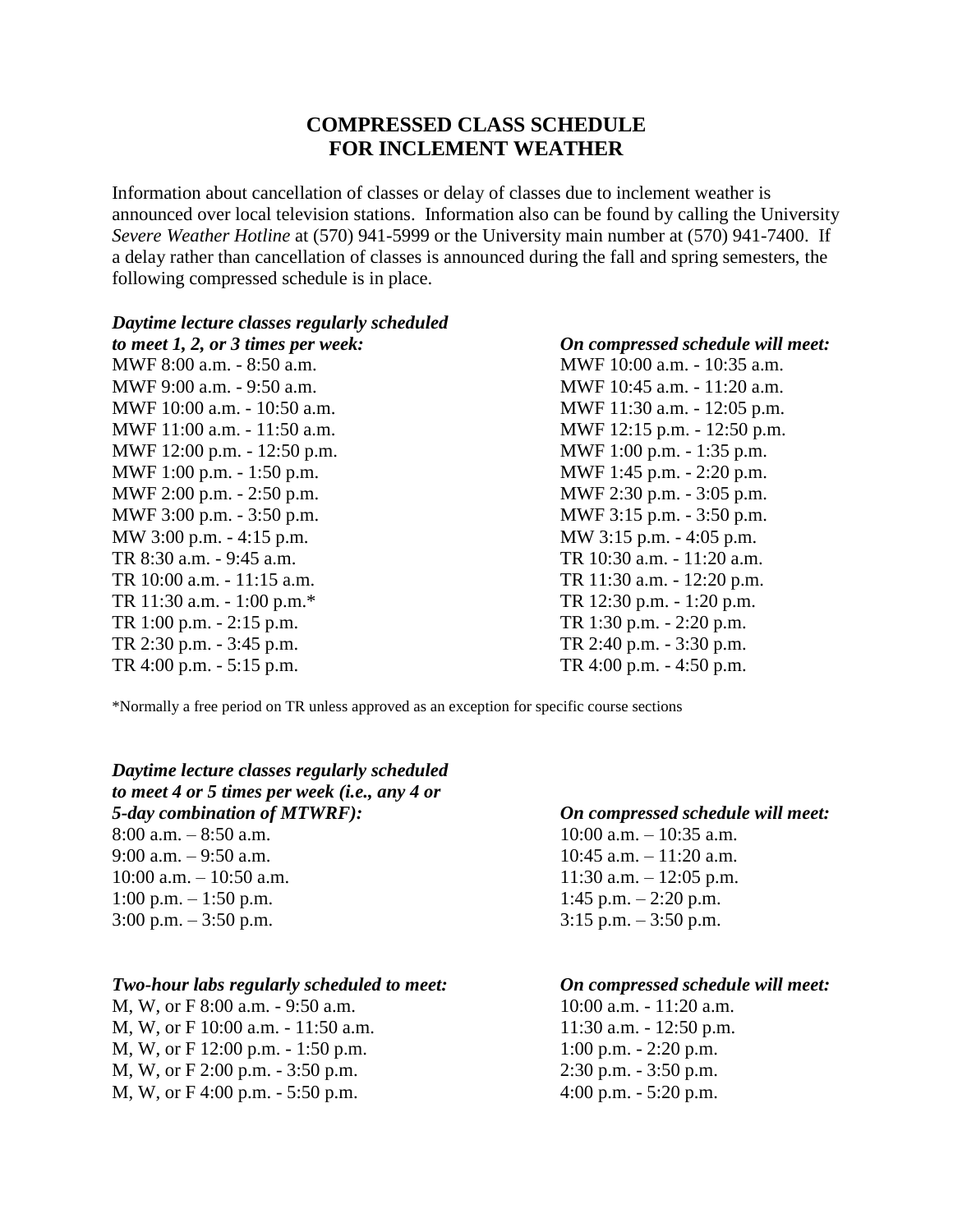# COMPRESSED CLASS SCHEDULE
# FOR INCLEMENT WEATHER

Information about cancellation of classes or delay of classes due to inclement weather is announced over local television stations. Information also can be found by calling the University *Severe Weather Hotline* at (570) 941-5999 or the University main number at (570) 941-7400. If a delay rather than cancellation of classes is announced during the fall and spring semesters, the following compressed schedule is in place.

| *Daytime lecture classes regularly scheduled to meet 1, 2, or 3 times per week:* | *On compressed schedule will meet:* |
|---|---|
| MWF 8:00 a.m. - 8:50 a.m. | MWF 10:00 a.m. - 10:35 a.m. |
| MWF 9:00 a.m. - 9:50 a.m. | MWF 10:45 a.m. - 11:20 a.m. |
| MWF 10:00 a.m. - 10:50 a.m. | MWF 11:30 a.m. - 12:05 p.m. |
| MWF 11:00 a.m. - 11:50 a.m. | MWF 12:15 p.m. - 12:50 p.m. |
| MWF 12:00 p.m. - 12:50 p.m. | MWF 1:00 p.m. - 1:35 p.m. |
| MWF 1:00 p.m. - 1:50 p.m. | MWF 1:45 p.m. - 2:20 p.m. |
| MWF 2:00 p.m. - 2:50 p.m. | MWF 2:30 p.m. - 3:05 p.m. |
| MWF 3:00 p.m. - 3:50 p.m. | MWF 3:15 p.m. - 3:50 p.m. |
| MW 3:00 p.m. - 4:15 p.m. | MW 3:15 p.m. - 4:05 p.m. |
| TR 8:30 a.m. - 9:45 a.m. | TR 10:30 a.m. - 11:20 a.m. |
| TR 10:00 a.m. - 11:15 a.m. | TR 11:30 a.m. - 12:20 p.m. |
| TR 11:30 a.m. - 1:00 p.m.* | TR 12:30 p.m. - 1:20 p.m. |
| TR 1:00 p.m. - 2:15 p.m. | TR 1:30 p.m. - 2:20 p.m. |
| TR 2:30 p.m. - 3:45 p.m. | TR 2:40 p.m. - 3:30 p.m. |
| TR 4:00 p.m. - 5:15 p.m. | TR 4:00 p.m. - 4:50 p.m. |

*Normally a free period on TR unless approved as an exception for specific course sections

| *Daytime lecture classes regularly scheduled to meet 4 or 5 times per week (i.e., any 4 or 5-day combination of MTWRF):* | *On compressed schedule will meet:* |
|---|---|
| 8:00 a.m. – 8:50 a.m. | 10:00 a.m. – 10:35 a.m. |
| 9:00 a.m. – 9:50 a.m. | 10:45 a.m. – 11:20 a.m. |
| 10:00 a.m. – 10:50 a.m. | 11:30 a.m. – 12:05 p.m. |
| 1:00 p.m. – 1:50 p.m. | 1:45 p.m. – 2:20 p.m. |
| 3:00 p.m. – 3:50 p.m. | 3:15 p.m. – 3:50 p.m. |

| *Two-hour labs regularly scheduled to meet:* | *On compressed schedule will meet:* |
|---|---|
| M, W, or F 8:00 a.m. - 9:50 a.m. | 10:00 a.m. - 11:20 a.m. |
| M, W, or F 10:00 a.m. - 11:50 a.m. | 11:30 a.m. - 12:50 p.m. |
| M, W, or F 12:00 p.m. - 1:50 p.m. | 1:00 p.m. - 2:20 p.m. |
| M, W, or F 2:00 p.m. - 3:50 p.m. | 2:30 p.m. - 3:50 p.m. |
| M, W, or F 4:00 p.m. - 5:50 p.m. | 4:00 p.m. - 5:20 p.m. |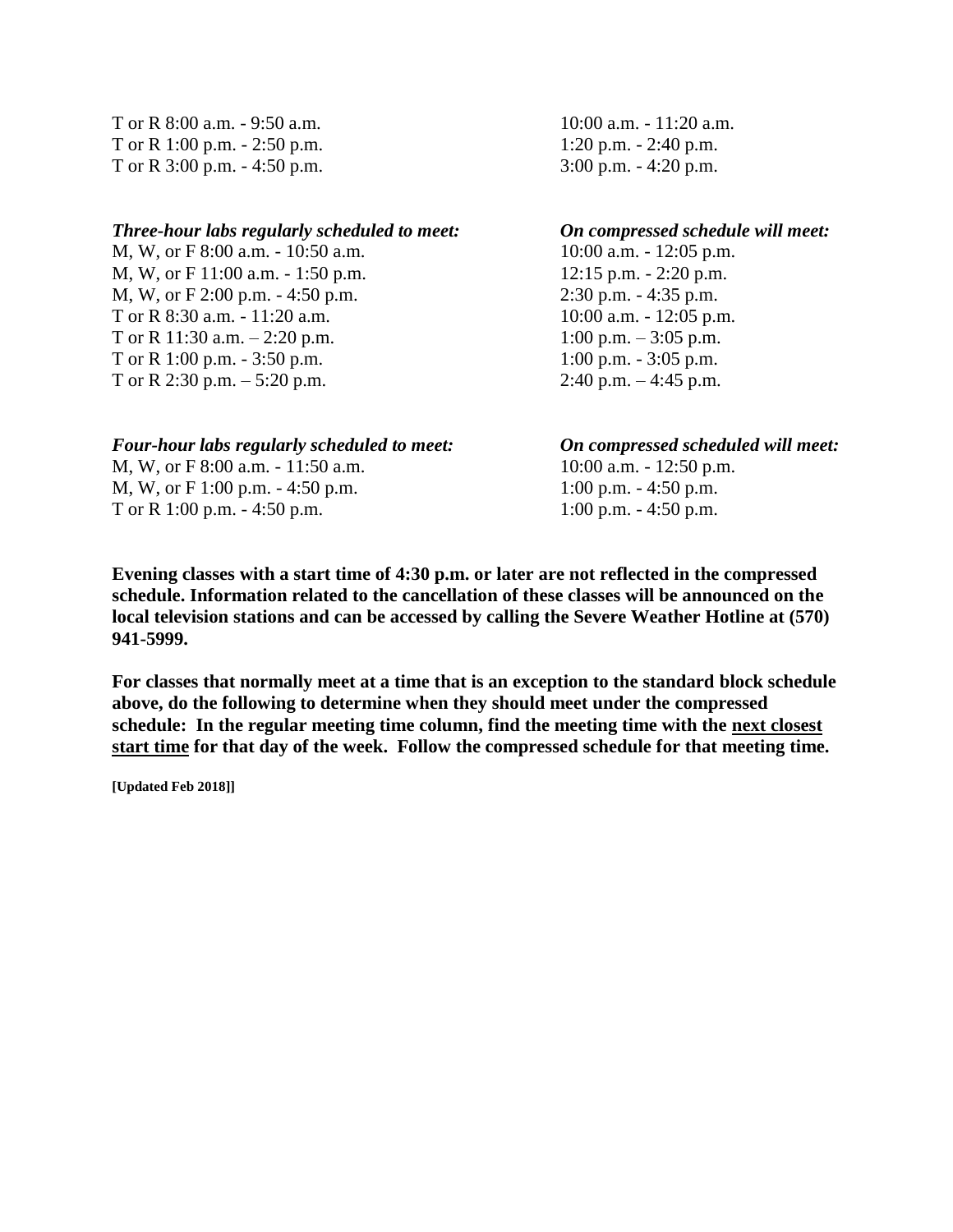| | |
|---|---|
| T or R 8:00 a.m. - 9:50 a.m. | 10:00 a.m. - 11:20 a.m. |
| T or R 1:00 p.m. - 2:50 p.m. | 1:20 p.m. - 2:40 p.m. |
| T or R 3:00 p.m. - 4:50 p.m. | 3:00 p.m. - 4:20 p.m. |

| ***Three-hour labs regularly scheduled to meet:*** | ***On compressed schedule will meet:*** |
|---|---|
| M, W, or F 8:00 a.m. - 10:50 a.m. | 10:00 a.m. - 12:05 p.m. |
| M, W, or F 11:00 a.m. - 1:50 p.m. | 12:15 p.m. - 2:20 p.m. |
| M, W, or F 2:00 p.m. - 4:50 p.m. | 2:30 p.m. - 4:35 p.m. |
| T or R 8:30 a.m. - 11:20 a.m. | 10:00 a.m. - 12:05 p.m. |
| T or R 11:30 a.m. – 2:20 p.m. | 1:00 p.m. – 3:05 p.m. |
| T or R 1:00 p.m. - 3:50 p.m. | 1:00 p.m. - 3:05 p.m. |
| T or R 2:30 p.m. – 5:20 p.m. | 2:40 p.m. – 4:45 p.m. |

| ***Four-hour labs regularly scheduled to meet:*** | ***On compressed scheduled will meet:*** |
|---|---|
| M, W, or F 8:00 a.m. - 11:50 a.m. | 10:00 a.m. - 12:50 p.m. |
| M, W, or F 1:00 p.m. - 4:50 p.m. | 1:00 p.m. - 4:50 p.m. |
| T or R 1:00 p.m. - 4:50 p.m. | 1:00 p.m. - 4:50 p.m. |

**Evening classes with a start time of 4:30 p.m. or later are not reflected in the compressed schedule. Information related to the cancellation of these classes will be announced on the local television stations and can be accessed by calling the Severe Weather Hotline at (570) 941-5999.**

**For classes that normally meet at a time that is an exception to the standard block schedule above, do the following to determine when they should meet under the compressed schedule: In the regular meeting time column, find the meeting time with the <u>next closest start time</u> for that day of the week. Follow the compressed schedule for that meeting time.**

**[Updated Feb 2018]]**